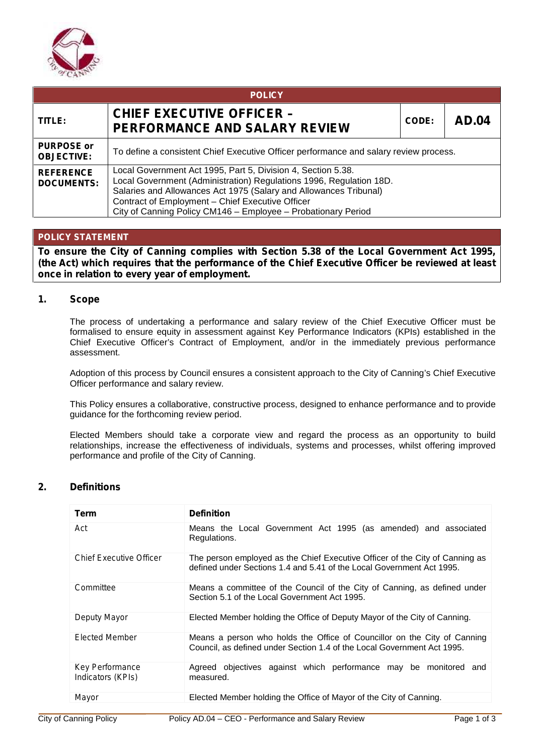| POLICY | | | |
|---|---|---|---|
| **TITLE:** | **CHIEF EXECUTIVE OFFICER – PERFORMANCE AND SALARY REVIEW** | **CODE:** | **AD.04** |
| **PURPOSE or OBJECTIVE:** | To define a consistent Chief Executive Officer performance and salary review process. | | |
| **REFERENCE DOCUMENTS:** | Local Government Act 1995, Part 5, Division 4, Section 5.38.<br>Local Government (Administration) Regulations 1996, Regulation 18D.<br>Salaries and Allowances Act 1975 (Salary and Allowances Tribunal)<br>Contract of Employment – Chief Executive Officer<br>City of Canning Policy CM146 – Employee – Probationary Period | | |

## POLICY STATEMENT

**To ensure the City of Canning complies with Section 5.38 of the Local Government Act 1995, (the Act) which requires that the performance of the Chief Executive Officer be reviewed at least once in relation to every year of employment.**

## 1. Scope

The process of undertaking a performance and salary review of the Chief Executive Officer must be formalised to ensure equity in assessment against Key Performance Indicators (KPIs) established in the Chief Executive Officer's Contract of Employment, and/or in the immediately previous performance assessment.

Adoption of this process by Council ensures a consistent approach to the City of Canning's Chief Executive Officer performance and salary review.

This Policy ensures a collaborative, constructive process, designed to enhance performance and to provide guidance for the forthcoming review period.

Elected Members should take a corporate view and regard the process as an opportunity to build relationships, increase the effectiveness of individuals, systems and processes, whilst offering improved performance and profile of the City of Canning.

## 2. Definitions

| Term | Definition |
|---|---|
| Act | Means the Local Government Act 1995 (as amended) and associated Regulations. |
| Chief Executive Officer | The person employed as the Chief Executive Officer of the City of Canning as defined under Sections 1.4 and 5.41 of the Local Government Act 1995. |
| Committee | Means a committee of the Council of the City of Canning, as defined under Section 5.1 of the Local Government Act 1995. |
| Deputy Mayor | Elected Member holding the Office of Deputy Mayor of the City of Canning. |
| Elected Member | Means a person who holds the Office of Councillor on the City of Canning Council, as defined under Section 1.4 of the Local Government Act 1995. |
| Key Performance Indicators (KPIs) | Agreed objectives against which performance may be monitored and measured. |
| Mayor | Elected Member holding the Office of Mayor of the City of Canning. |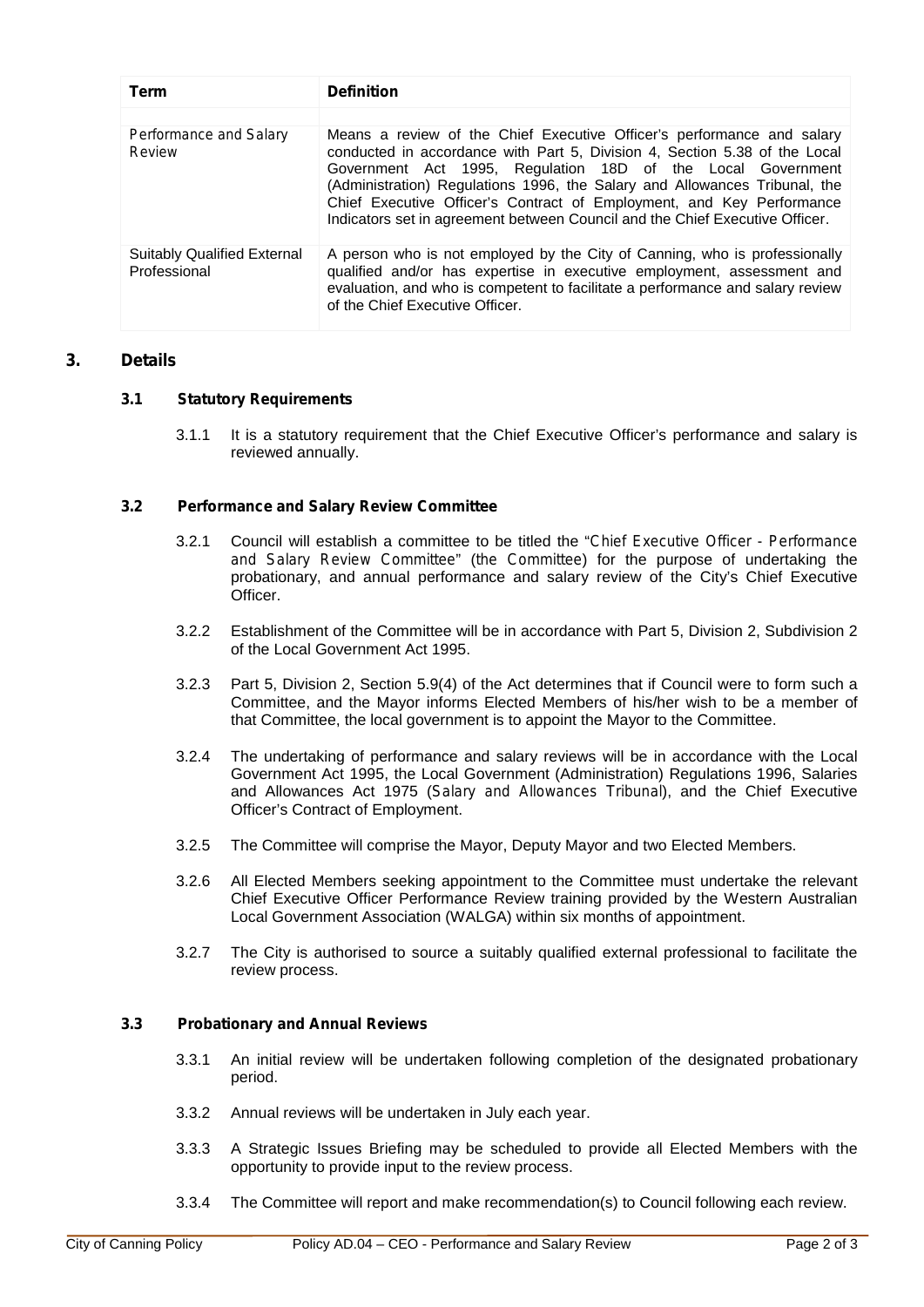| Term | Definition |
|---|---|
| Performance and Salary Review | Means a review of the Chief Executive Officer's performance and salary conducted in accordance with Part 5, Division 4, Section 5.38 of the Local Government Act 1995, Regulation 18D of the Local Government (Administration) Regulations 1996, the Salary and Allowances Tribunal, the Chief Executive Officer's Contract of Employment, and Key Performance Indicators set in agreement between Council and the Chief Executive Officer. |
| Suitably Qualified External Professional | A person who is not employed by the City of Canning, who is professionally qualified and/or has expertise in executive employment, assessment and evaluation, and who is competent to facilitate a performance and salary review of the Chief Executive Officer. |

## 3. Details

### 3.1 Statutory Requirements

3.1.1 It is a statutory requirement that the Chief Executive Officer's performance and salary is reviewed annually.

### 3.2 Performance and Salary Review Committee

3.2.1 Council will establish a committee to be titled the "*Chief Executive Officer - Performance and Salary Review Committee*" (*the Committee*) for the purpose of undertaking the probationary, and annual performance and salary review of the City's Chief Executive Officer.

3.2.2 Establishment of the Committee will be in accordance with Part 5, Division 2, Subdivision 2 of the Local Government Act 1995.

3.2.3 Part 5, Division 2, Section 5.9(4) of the Act determines that if Council were to form such a Committee, and the Mayor informs Elected Members of his/her wish to be a member of that Committee, the local government is to appoint the Mayor to the Committee.

3.2.4 The undertaking of performance and salary reviews will be in accordance with the Local Government Act 1995, the Local Government (Administration) Regulations 1996, Salaries and Allowances Act 1975 (*Salary and Allowances Tribunal*), and the Chief Executive Officer's Contract of Employment.

3.2.5 The Committee will comprise the Mayor, Deputy Mayor and two Elected Members.

3.2.6 All Elected Members seeking appointment to the Committee must undertake the relevant Chief Executive Officer Performance Review training provided by the Western Australian Local Government Association (WALGA) within six months of appointment.

3.2.7 The City is authorised to source a suitably qualified external professional to facilitate the review process.

### 3.3 Probationary and Annual Reviews

3.3.1 An initial review will be undertaken following completion of the designated probationary period.

3.3.2 Annual reviews will be undertaken in July each year.

3.3.3 A Strategic Issues Briefing may be scheduled to provide all Elected Members with the opportunity to provide input to the review process.

3.3.4 The Committee will report and make recommendation(s) to Council following each review.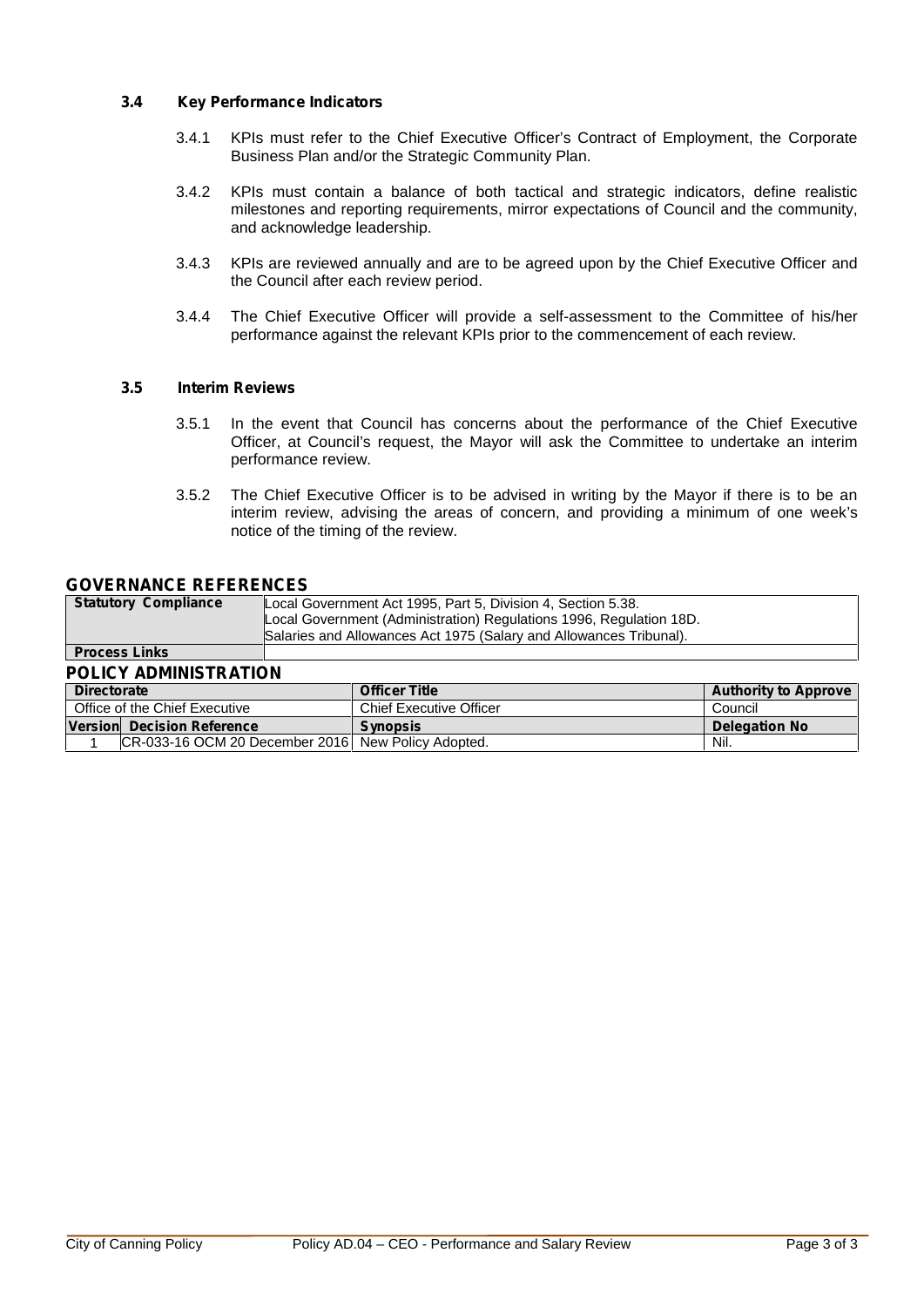### 3.4 Key Performance Indicators

3.4.1 KPIs must refer to the Chief Executive Officer's Contract of Employment, the Corporate Business Plan and/or the Strategic Community Plan.

3.4.2 KPIs must contain a balance of both tactical and strategic indicators, define realistic milestones and reporting requirements, mirror expectations of Council and the community, and acknowledge leadership.

3.4.3 KPIs are reviewed annually and are to be agreed upon by the Chief Executive Officer and the Council after each review period.

3.4.4 The Chief Executive Officer will provide a self-assessment to the Committee of his/her performance against the relevant KPIs prior to the commencement of each review.

### 3.5 Interim Reviews

3.5.1 In the event that Council has concerns about the performance of the Chief Executive Officer, at Council's request, the Mayor will ask the Committee to undertake an interim performance review.

3.5.2 The Chief Executive Officer is to be advised in writing by the Mayor if there is to be an interim review, advising the areas of concern, and providing a minimum of one week's notice of the timing of the review.

## GOVERNANCE REFERENCES

| | |
|---|---|
| **Statutory Compliance** | Local Government Act 1995, Part 5, Division 4, Section 5.38.<br>Local Government (Administration) Regulations 1996, Regulation 18D.<br>Salaries and Allowances Act 1975 (Salary and Allowances Tribunal). |
| **Process Links** | |

## POLICY ADMINISTRATION

| **Directorate** | | **Officer Title** | **Authority to Approve** |
|---|---|---|---|
| Office of the Chief Executive | | Chief Executive Officer | Council |
| **Version** | **Decision Reference** | **Synopsis** | **Delegation No** |
| 1 | CR-033-16 OCM 20 December 2016 | New Policy Adopted. | Nil. |